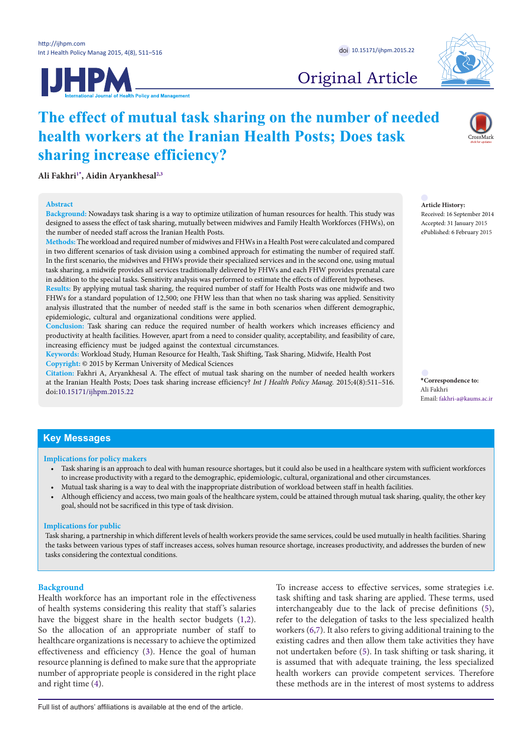Original Article

# The effect of mutual task sharing on the number of needed health workers at the Iranian Health Posts; Does task sharing increase efficiency?

**Ali Fakhri[1*], Aidin Aryankhesal[2,3]**

## Abstract

**Background:** Nowadays task sharing is a way to optimize utilization of human resources for health. This study was designed to assess the effect of task sharing, mutually between midwives and Family Health Workforces (FHWs), on the number of needed staff across the Iranian Health Posts.

**Methods:** The workload and required number of midwives and FHWs in a Health Post were calculated and compared in two different scenarios of task division using a combined approach for estimating the number of required staff. In the first scenario, the midwives and FHWs provide their specialized services and in the second one, using mutual task sharing, a midwife provides all services traditionally delivered by FHWs and each FHW provides prenatal care in addition to the special tasks. Sensitivity analysis was performed to estimate the effects of different hypotheses.

**Results:** By applying mutual task sharing, the required number of staff for Health Posts was one midwife and two FHWs for a standard population of 12,500; one FHW less than that when no task sharing was applied. Sensitivity analysis illustrated that the number of needed staff is the same in both scenarios when different demographic, epidemiologic, cultural and organizational conditions were applied.

**Conclusion:** Task sharing can reduce the required number of health workers which increases efficiency and productivity at health facilities. However, apart from a need to consider quality, acceptability, and feasibility of care, increasing efficiency must be judged against the contextual circumstances.

**Keywords:** Workload Study, Human Resource for Health, Task Shifting, Task Sharing, Midwife, Health Post

**Copyright:** © 2015 by Kerman University of Medical Sciences

**Citation:** Fakhri A, Aryankhesal A. The effect of mutual task sharing on the number of needed health workers at the Iranian Health Posts; Does task sharing increase efficiency? *Int J Health Policy Manag.* 2015;4(8):511–516. doi:10.15171/ijhpm.2015.22

**Article History:**
Received: 16 September 2014
Accepted: 31 January 2015
ePublished: 6 February 2015

**\*Correspondence to:**
Ali Fakhri
Email: fakhri-a@kaums.ac.ir

## Key Messages

**Implications for policy makers**

- Task sharing is an approach to deal with human resource shortages, but it could also be used in a healthcare system with sufficient workforces to increase productivity with a regard to the demographic, epidemiologic, cultural, organizational and other circumstances.
- Mutual task sharing is a way to deal with the inappropriate distribution of workload between staff in health facilities.
- Although efficiency and access, two main goals of the healthcare system, could be attained through mutual task sharing, quality, the other key goal, should not be sacrificed in this type of task division.

**Implications for public**

Task sharing, a partnership in which different levels of health workers provide the same services, could be used mutually in health facilities. Sharing the tasks between various types of staff increases access, solves human resource shortage, increases productivity, and addresses the burden of new tasks considering the contextual conditions.

## Background

Health workforce has an important role in the effectiveness of health systems considering this reality that staff's salaries have the biggest share in the health sector budgets (1,2). So the allocation of an appropriate number of staff to healthcare organizations is necessary to achieve the optimized effectiveness and efficiency (3). Hence the goal of human resource planning is defined to make sure that the appropriate number of appropriate people is considered in the right place and right time (4).

To increase access to effective services, some strategies i.e. task shifting and task sharing are applied. These terms, used interchangeably due to the lack of precise definitions (5), refer to the delegation of tasks to the less specialized health workers (6,7). It also refers to giving additional training to the existing cadres and then allow them take activities they have not undertaken before (5). In task shifting or task sharing, it is assumed that with adequate training, the less specialized health workers can provide competent services. Therefore these methods are in the interest of most systems to address

Full list of authors' affiliations is available at the end of the article.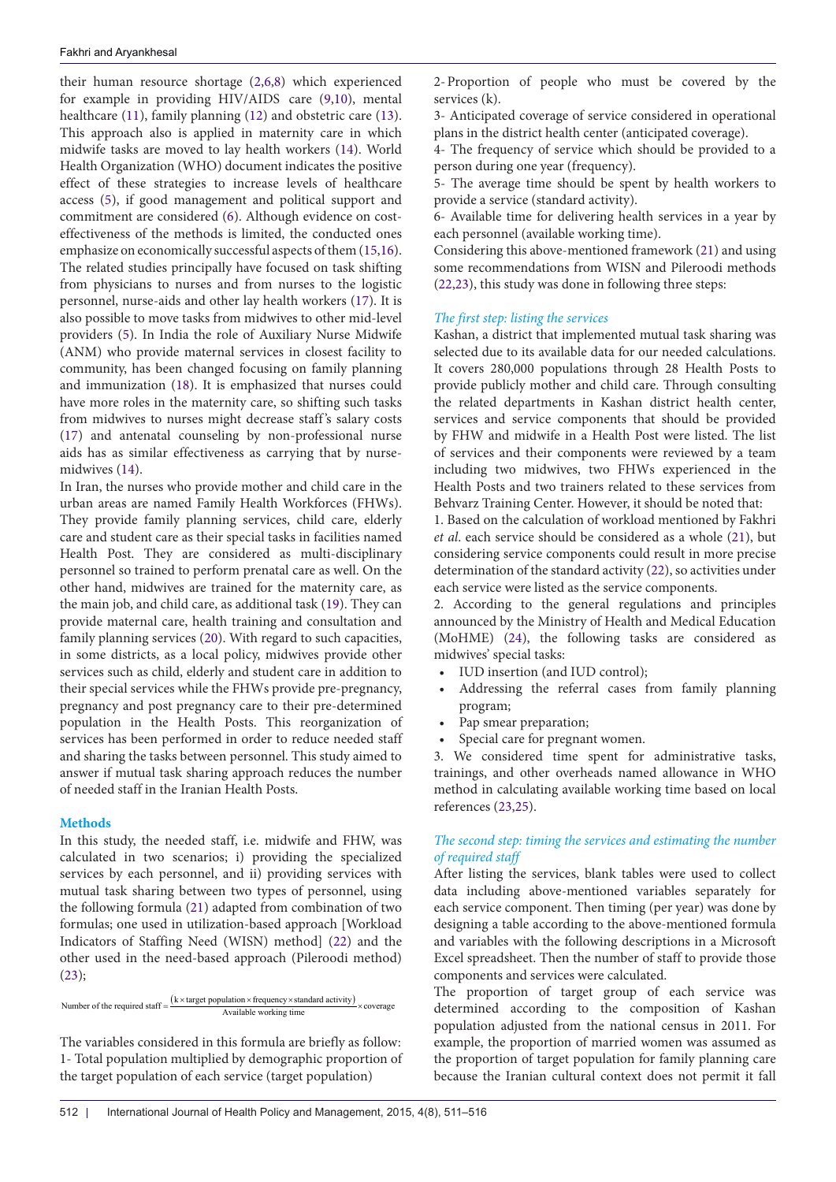their human resource shortage (2,6,8) which experienced for example in providing HIV/AIDS care (9,10), mental healthcare (11), family planning (12) and obstetric care (13). This approach also is applied in maternity care in which midwife tasks are moved to lay health workers (14). World Health Organization (WHO) document indicates the positive effect of these strategies to increase levels of healthcare access (5), if good management and political support and commitment are considered (6). Although evidence on cost-effectiveness of the methods is limited, the conducted ones emphasize on economically successful aspects of them (15,16). The related studies principally have focused on task shifting from physicians to nurses and from nurses to the logistic personnel, nurse-aids and other lay health workers (17). It is also possible to move tasks from midwives to other mid-level providers (5). In India the role of Auxiliary Nurse Midwife (ANM) who provide maternal services in closest facility to community, has been changed focusing on family planning and immunization (18). It is emphasized that nurses could have more roles in the maternity care, so shifting such tasks from midwives to nurses might decrease staff's salary costs (17) and antenatal counseling by non-professional nurse aids has as similar effectiveness as carrying that by nurse-midwives (14).

In Iran, the nurses who provide mother and child care in the urban areas are named Family Health Workforces (FHWs). They provide family planning services, child care, elderly care and student care as their special tasks in facilities named Health Post. They are considered as multi-disciplinary personnel so trained to perform prenatal care as well. On the other hand, midwives are trained for the maternity care, as the main job, and child care, as additional task (19). They can provide maternal care, health training and consultation and family planning services (20). With regard to such capacities, in some districts, as a local policy, midwives provide other services such as child, elderly and student care in addition to their special services while the FHWs provide pre-pregnancy, pregnancy and post pregnancy care to their pre-determined population in the Health Posts. This reorganization of services has been performed in order to reduce needed staff and sharing the tasks between personnel. This study aimed to answer if mutual task sharing approach reduces the number of needed staff in the Iranian Health Posts.

## Methods

In this study, the needed staff, i.e. midwife and FHW, was calculated in two scenarios; i) providing the specialized services by each personnel, and ii) providing services with mutual task sharing between two types of personnel, using the following formula (21) adapted from combination of two formulas; one used in utilization-based approach [Workload Indicators of Staffing Need (WISN) method] (22) and the other used in the need-based approach (Pileroodi method) (23);

$$\text{Number of the required staff} = \frac{(\text{k} \times \text{target population} \times \text{frequency} \times \text{standard activity})}{\text{Available working time}} \times \text{coverage}$$

The variables considered in this formula are briefly as follow:

1- Total population multiplied by demographic proportion of the target population of each service (target population)

2- Proportion of people who must be covered by the services (k).

3- Anticipated coverage of service considered in operational plans in the district health center (anticipated coverage).

4- The frequency of service which should be provided to a person during one year (frequency).

5- The average time should be spent by health workers to provide a service (standard activity).

6- Available time for delivering health services in a year by each personnel (available working time).

Considering this above-mentioned framework (21) and using some recommendations from WISN and Pileroodi methods (22,23), this study was done in following three steps:

### *The first step: listing the services*

Kashan, a district that implemented mutual task sharing was selected due to its available data for our needed calculations. It covers 280,000 populations through 28 Health Posts to provide publicly mother and child care. Through consulting the related departments in Kashan district health center, services and service components that should be provided by FHW and midwife in a Health Post were listed. The list of services and their components were reviewed by a team including two midwives, two FHWs experienced in the Health Posts and two trainers related to these services from Behvarz Training Center. However, it should be noted that:

1. Based on the calculation of workload mentioned by Fakhri *et al.* each service should be considered as a whole (21), but considering service components could result in more precise determination of the standard activity (22), so activities under each service were listed as the service components.

2. According to the general regulations and principles announced by the Ministry of Health and Medical Education (MoHME) (24), the following tasks are considered as midwives' special tasks:

- IUD insertion (and IUD control);
- Addressing the referral cases from family planning program;
- Pap smear preparation;
- Special care for pregnant women.

3. We considered time spent for administrative tasks, trainings, and other overheads named allowance in WHO method in calculating available working time based on local references (23,25).

### *The second step: timing the services and estimating the number of required staff*

After listing the services, blank tables were used to collect data including above-mentioned variables separately for each service component. Then timing (per year) was done by designing a table according to the above-mentioned formula and variables with the following descriptions in a Microsoft Excel spreadsheet. Then the number of staff to provide those components and services were calculated.

The proportion of target group of each service was determined according to the composition of Kashan population adjusted from the national census in 2011. For example, the proportion of married women was assumed as the proportion of target population for family planning care because the Iranian cultural context does not permit it fall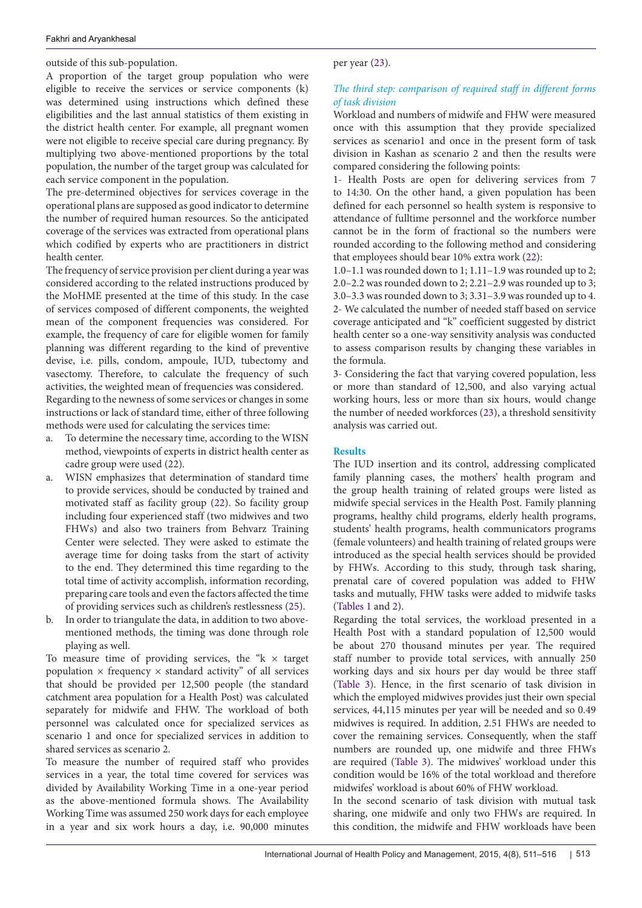outside of this sub-population.

A proportion of the target group population who were eligible to receive the services or service components (k) was determined using instructions which defined these eligibilities and the last annual statistics of them existing in the district health center. For example, all pregnant women were not eligible to receive special care during pregnancy. By multiplying two above-mentioned proportions by the total population, the number of the target group was calculated for each service component in the population.

The pre-determined objectives for services coverage in the operational plans are supposed as good indicator to determine the number of required human resources. So the anticipated coverage of the services was extracted from operational plans which codified by experts who are practitioners in district health center.

The frequency of service provision per client during a year was considered according to the related instructions produced by the MoHME presented at the time of this study. In the case of services composed of different components, the weighted mean of the component frequencies was considered. For example, the frequency of care for eligible women for family planning was different regarding to the kind of preventive devise, i.e. pills, condom, ampoule, IUD, tubectomy and vasectomy. Therefore, to calculate the frequency of such activities, the weighted mean of frequencies was considered.

Regarding to the newness of some services or changes in some instructions or lack of standard time, either of three following methods were used for calculating the services time:

a. To determine the necessary time, according to the WISN method, viewpoints of experts in district health center as cadre group were used (22).

a. WISN emphasizes that determination of standard time to provide services, should be conducted by trained and motivated staff as facility group (22). So facility group including four experienced staff (two midwives and two FHWs) and also two trainers from Behvarz Training Center were selected. They were asked to estimate the average time for doing tasks from the start of activity to the end. They determined this time regarding to the total time of activity accomplish, information recording, preparing care tools and even the factors affected the time of providing services such as children's restlessness (25).

b. In order to triangulate the data, in addition to two above-mentioned methods, the timing was done through role playing as well.

To measure time of providing services, the "k × target population × frequency × standard activity" of all services that should be provided per 12,500 people (the standard catchment area population for a Health Post) was calculated separately for midwife and FHW. The workload of both personnel was calculated once for specialized services as scenario 1 and once for specialized services in addition to shared services as scenario 2.

To measure the number of required staff who provides services in a year, the total time covered for services was divided by Availability Working Time in a one-year period as the above-mentioned formula shows. The Availability Working Time was assumed 250 work days for each employee in a year and six work hours a day, i.e. 90,000 minutes per year (23).

### *The third step: comparison of required staff in different forms of task division*

Workload and numbers of midwife and FHW were measured once with this assumption that they provide specialized services as scenario1 and once in the present form of task division in Kashan as scenario 2 and then the results were compared considering the following points:

1- Health Posts are open for delivering services from 7 to 14:30. On the other hand, a given population has been defined for each personnel so health system is responsive to attendance of fulltime personnel and the workforce number cannot be in the form of fractional so the numbers were rounded according to the following method and considering that employees should bear 10% extra work (22):

1.0–1.1 was rounded down to 1; 1.11–1.9 was rounded up to 2; 2.0–2.2 was rounded down to 2; 2.21–2.9 was rounded up to 3; 3.0–3.3 was rounded down to 3; 3.31–3.9 was rounded up to 4.

2- We calculated the number of needed staff based on service coverage anticipated and "k" coefficient suggested by district health center so a one-way sensitivity analysis was conducted to assess comparison results by changing these variables in the formula.

3- Considering the fact that varying covered population, less or more than standard of 12,500, and also varying actual working hours, less or more than six hours, would change the number of needed workforces (23), a threshold sensitivity analysis was carried out.

## Results

The IUD insertion and its control, addressing complicated family planning cases, the mothers' health program and the group health training of related groups were listed as midwife special services in the Health Post. Family planning programs, healthy child programs, elderly health programs, students' health programs, health communicators programs (female volunteers) and health training of related groups were introduced as the special health services should be provided by FHWs. According to this study, through task sharing, prenatal care of covered population was added to FHW tasks and mutually, FHW tasks were added to midwife tasks (Tables 1 and 2).

Regarding the total services, the workload presented in a Health Post with a standard population of 12,500 would be about 270 thousand minutes per year. The required staff number to provide total services, with annually 250 working days and six hours per day would be three staff (Table 3). Hence, in the first scenario of task division in which the employed midwives provides just their own special services, 44,115 minutes per year will be needed and so 0.49 midwives is required. In addition, 2.51 FHWs are needed to cover the remaining services. Consequently, when the staff numbers are rounded up, one midwife and three FHWs are required (Table 3). The midwives' workload under this condition would be 16% of the total workload and therefore midwifes' workload is about 60% of FHW workload.

In the second scenario of task division with mutual task sharing, one midwife and only two FHWs are required. In this condition, the midwife and FHW workloads have been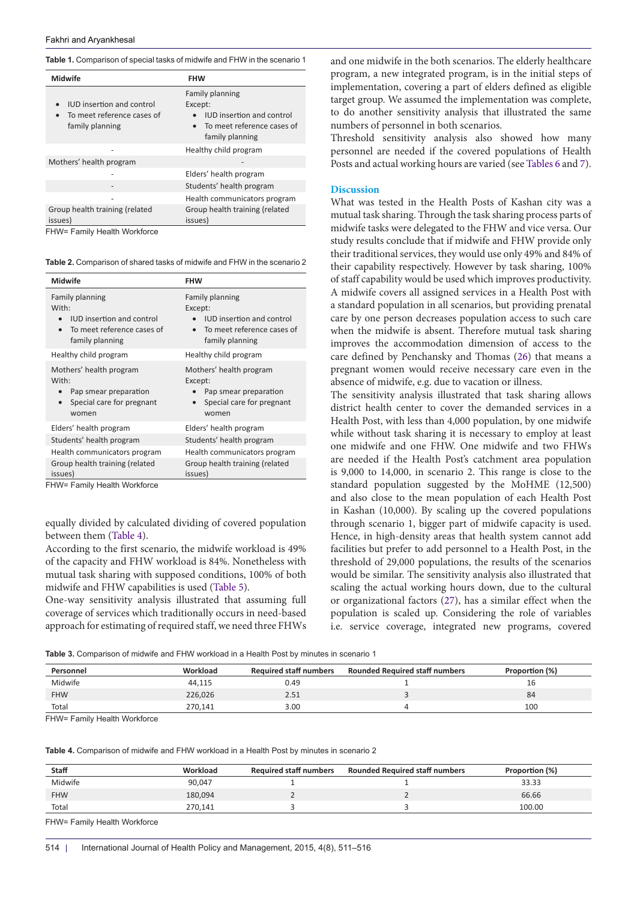**Table 1.** Comparison of special tasks of midwife and FHW in the scenario 1

| Midwife | FHW |
|---|---|
| • IUD insertion and control<br>• To meet reference cases of family planning | Family planning<br>Except:<br>• IUD insertion and control<br>• To meet reference cases of family planning |
| - | Healthy child program |
| Mothers' health program | - |
| - | Elders' health program |
| - | Students' health program |
| - | Health communicators program |
| Group health training (related issues) | Group health training (related issues) |

FHW= Family Health Workforce

**Table 2.** Comparison of shared tasks of midwife and FHW in the scenario 2

| Midwife | FHW |
|---|---|
| Family planning<br>With:<br>• IUD insertion and control<br>• To meet reference cases of family planning | Family planning<br>Except:<br>• IUD insertion and control<br>• To meet reference cases of family planning |
| Healthy child program | Healthy child program |
| Mothers' health program<br>With:<br>• Pap smear preparation<br>• Special care for pregnant women | Mothers' health program<br>Except:<br>• Pap smear preparation<br>• Special care for pregnant women |
| Elders' health program | Elders' health program |
| Students' health program | Students' health program |
| Health communicators program | Health communicators program |
| Group health training (related issues) | Group health training (related issues) |

FHW= Family Health Workforce

equally divided by calculated dividing of covered population between them (Table 4).

According to the first scenario, the midwife workload is 49% of the capacity and FHW workload is 84%. Nonetheless with mutual task sharing with supposed conditions, 100% of both midwife and FHW capabilities is used (Table 5).

One-way sensitivity analysis illustrated that assuming full coverage of services which traditionally occurs in need-based approach for estimating of required staff, we need three FHWs and one midwife in the both scenarios. The elderly healthcare program, a new integrated program, is in the initial steps of implementation, covering a part of elders defined as eligible target group. We assumed the implementation was complete, to do another sensitivity analysis that illustrated the same numbers of personnel in both scenarios.

Threshold sensitivity analysis also showed how many personnel are needed if the covered populations of Health Posts and actual working hours are varied (see Tables 6 and 7).

## Discussion

What was tested in the Health Posts of Kashan city was a mutual task sharing. Through the task sharing process parts of midwife tasks were delegated to the FHW and vice versa. Our study results conclude that if midwife and FHW provide only their traditional services, they would use only 49% and 84% of their capability respectively. However by task sharing, 100% of staff capability would be used which improves productivity. A midwife covers all assigned services in a Health Post with a standard population in all scenarios, but providing prenatal care by one person decreases population access to such care when the midwife is absent. Therefore mutual task sharing improves the accommodation dimension of access to the care defined by Penchansky and Thomas (26) that means a pregnant women would receive necessary care even in the absence of midwife, e.g. due to vacation or illness.

The sensitivity analysis illustrated that task sharing allows district health center to cover the demanded services in a Health Post, with less than 4,000 population, by one midwife while without task sharing it is necessary to employ at least one midwife and one FHW. One midwife and two FHWs are needed if the Health Post's catchment area population is 9,000 to 14,000, in scenario 2. This range is close to the standard population suggested by the MoHME (12,500) and also close to the mean population of each Health Post in Kashan (10,000). By scaling up the covered populations through scenario 1, bigger part of midwife capacity is used. Hence, in high-density areas that health system cannot add facilities but prefer to add personnel to a Health Post, in the threshold of 29,000 populations, the results of the scenarios would be similar. The sensitivity analysis also illustrated that scaling the actual working hours down, due to the cultural or organizational factors (27), has a similar effect when the population is scaled up. Considering the role of variables i.e. service coverage, integrated new programs, covered

**Table 3.** Comparison of midwife and FHW workload in a Health Post by minutes in scenario 1

| Personnel | Workload | Required staff numbers | Rounded Required staff numbers | Proportion (%) |
|---|---|---|---|---|
| Midwife | 44,115 | 0.49 | 1 | 16 |
| FHW | 226,026 | 2.51 | 3 | 84 |
| Total | 270,141 | 3.00 | 4 | 100 |

FHW= Family Health Workforce

**Table 4.** Comparison of midwife and FHW workload in a Health Post by minutes in scenario 2

| Staff | Workload | Required staff numbers | Rounded Required staff numbers | Proportion (%) |
|---|---|---|---|---|
| Midwife | 90,047 | 1 | 1 | 33.33 |
| FHW | 180,094 | 2 | 2 | 66.66 |
| Total | 270,141 | 3 | 3 | 100.00 |

FHW= Family Health Workforce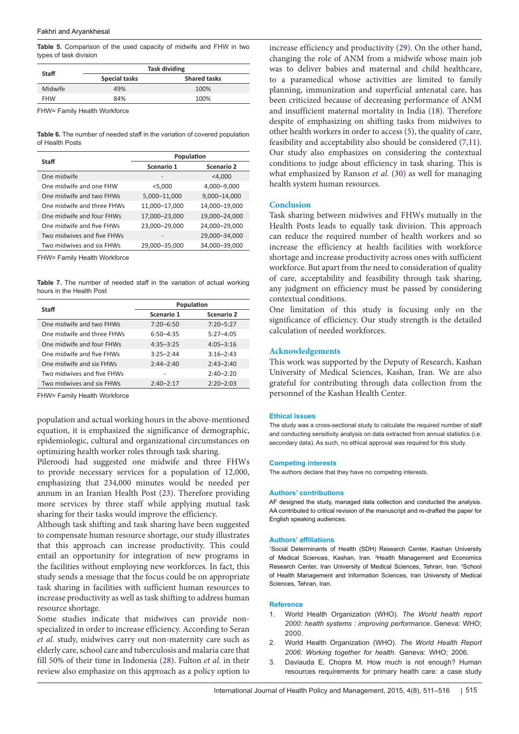**Table 5.** Comparison of the used capacity of midwife and FHW in two types of task division

| Staff | Task dividing | |
|---|---|---|
| | Special tasks | Shared tasks |
| Midwife | 49% | 100% |
| FHW | 84% | 100% |

FHW= Family Health Workforce

**Table 6.** The number of needed staff in the variation of covered population of Health Posts

| Staff | Population | |
|---|---|---|
| | Scenario 1 | Scenario 2 |
| One midwife | - | <4,000 |
| One midwife and one FHW | <5,000 | 4,000–9,000 |
| One midwife and two FHWs | 5,000–11,000 | 9,000–14,000 |
| One midwife and three FHWs | 11,000–17,000 | 14,000–19,000 |
| One midwife and four FHWs | 17,000–23,000 | 19,000–24,000 |
| One midwife and five FHWs | 23,000–29,000 | 24,000–29,000 |
| Two midwives and five FHWs | - | 29,000–34,000 |
| Two midwives and six FHWs | 29,000–35,000 | 34,000–39,000 |

FHW= Family Health Workforce

**Table 7.** The number of needed staff in the variation of actual working hours in the Health Post

| Staff | Population | |
|---|---|---|
| | Scenario 1 | Scenario 2 |
| One midwife and two FHWs | 7:20–6:50 | 7:20–5:27 |
| One midwife and three FHWs | 6:50–4:35 | 5:27–4:05 |
| One midwife and four FHWs | 4:35–3:25 | 4:05–3:16 |
| One midwife and five FHWs | 3:25–2:44 | 3:16–2:43 |
| One midwife and six FHWs | 2:44–2:40 | 2:43–2:40 |
| Two midwives and five FHWs | - | 2:40–2:20 |
| Two midwives and six FHWs | 2:40–2:17 | 2:20–2:03 |

FHW= Family Health Workforce

population and actual working hours in the above-mentioned equation, it is emphasized the significance of demographic, epidemiologic, cultural and organizational circumstances on optimizing health worker roles through task sharing.

Pileroodi had suggested one midwife and three FHWs to provide necessary services for a population of 12,000, emphasizing that 234,000 minutes would be needed per annum in an Iranian Health Post (23). Therefore providing more services by three staff while applying mutual task sharing for their tasks would improve the efficiency.

Although task shifting and task sharing have been suggested to compensate human resource shortage, our study illustrates that this approach can increase productivity. This could entail an opportunity for integration of new programs in the facilities without employing new workforces. In fact, this study sends a message that the focus could be on appropriate task sharing in facilities with sufficient human resources to increase productivity as well as task shifting to address human resource shortage.

Some studies indicate that midwives can provide non-specialized in order to increase efficiency. According to Seran *et al.* study, midwives carry out non-maternity care such as elderly care, school care and tuberculosis and malaria care that fill 50% of their time in Indonesia (28). Fulton *et al.* in their review also emphasize on this approach as a policy option to increase efficiency and productivity (29). On the other hand, changing the role of ANM from a midwife whose main job was to deliver babies and maternal and child healthcare, to a paramedical whose activities are limited to family planning, immunization and superficial antenatal care, has been criticized because of decreasing performance of ANM and insufficient maternal mortality in India (18). Therefore despite of emphasizing on shifting tasks from midwives to other health workers in order to access (5), the quality of care, feasibility and acceptability also should be considered (7,11). Our study also emphasizes on considering the contextual conditions to judge about efficiency in task sharing. This is what emphasized by Ranson *et al.* (30) as well for managing health system human resources.

## Conclusion

Task sharing between midwives and FHWs mutually in the Health Posts leads to equally task division. This approach can reduce the required number of health workers and so increase the efficiency at health facilities with workforce shortage and increase productivity across ones with sufficient workforce. But apart from the need to consideration of quality of care, acceptability and feasibility through task sharing, any judgment on efficiency must be passed by considering contextual conditions.

One limitation of this study is focusing only on the significance of efficiency. Our study strength is the detailed calculation of needed workforces.

## Acknowledgements

This work was supported by the Deputy of Research, Kashan University of Medical Sciences, Kashan, Iran. We are also grateful for contributing through data collection from the personnel of the Kashan Health Center.

### Ethical issues

The study was a cross-sectional study to calculate the required number of staff and conducting sensitivity analysis on data extracted from annual statistics (i.e. secondary data). As such, no ethical approval was required for this study.

### Competing interests

The authors declare that they have no competing interests.

### Authors' contributions

AF designed the study, managed data collection and conducted the analysis. AA contributed to critical revision of the manuscript and re-drafted the paper for English speaking audiences.

### Authors' affiliations

[1]Social Determinants of Health (SDH) Research Center, Kashan University of Medical Sciences, Kashan, Iran. [2]Health Management and Economics Research Center, Iran University of Medical Sciences, Tehran, Iran. [3]School of Health Management and Information Sciences, Iran University of Medical Sciences, Tehran, Iran.

### Reference

1. World Health Organization (WHO). *The World health report 2000: health systems : improving performance*. Geneva: WHO; 2000.
2. World Health Organization (WHO). *The World Health Report 2006: Working together for health*. Geneva: WHO; 2006.
3. Daviauda E, Chopra M. How much is not enough? Human resources requirements for primary health care: a case study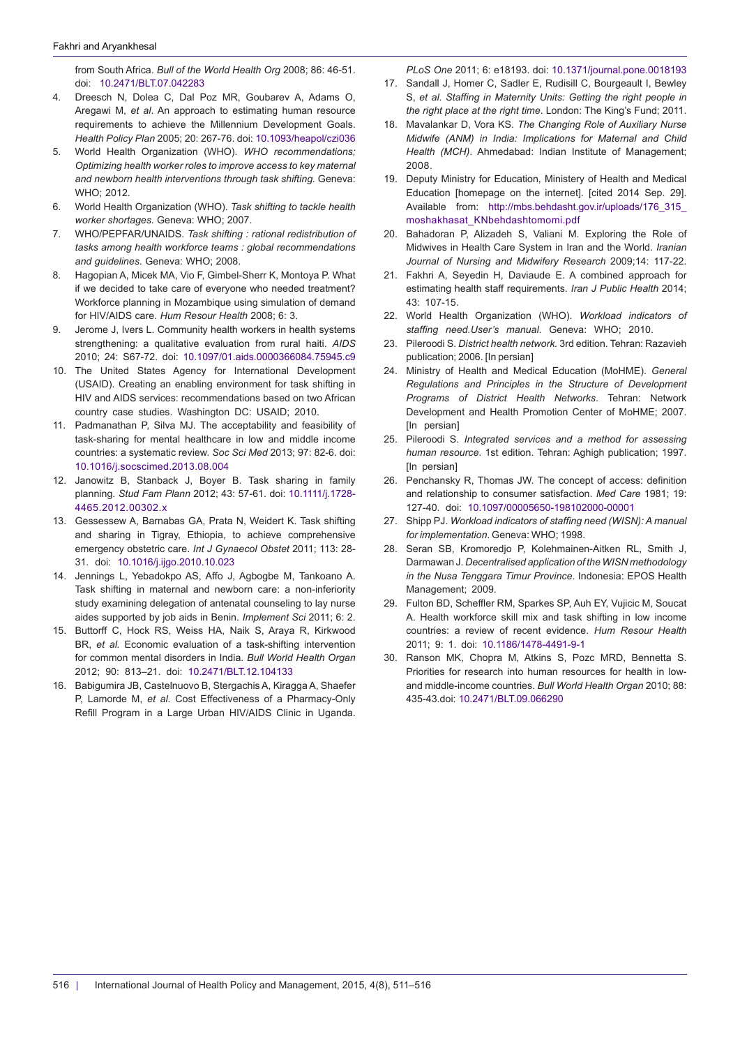from South Africa. *Bull of the World Health Org* 2008; 86: 46-51. doi: 10.2471/BLT.07.042283

4. Dreesch N, Dolea C, Dal Poz MR, Goubarev A, Adams O, Aregawi M, *et al*. An approach to estimating human resource requirements to achieve the Millennium Development Goals. *Health Policy Plan* 2005; 20: 267-76. doi: 10.1093/heapol/czi036
5. World Health Organization (WHO). *WHO recommendations; Optimizing health worker roles to improve access to key maternal and newborn health interventions through task shifting.* Geneva: WHO; 2012.
6. World Health Organization (WHO). *Task shifting to tackle health worker shortages*. Geneva: WHO; 2007.
7. WHO/PEPFAR/UNAIDS. *Task shifting : rational redistribution of tasks among health workforce teams : global recommendations and guidelines*. Geneva: WHO; 2008.
8. Hagopian A, Micek MA, Vio F, Gimbel-Sherr K, Montoya P. What if we decided to take care of everyone who needed treatment? Workforce planning in Mozambique using simulation of demand for HIV/AIDS care. *Hum Resour Health* 2008; 6: 3.
9. Jerome J, Ivers L. Community health workers in health systems strengthening: a qualitative evaluation from rural haiti. *AIDS* 2010; 24: S67-72. doi: 10.1097/01.aids.0000366084.75945.c9
10. The United States Agency for International Development (USAID). Creating an enabling environment for task shifting in HIV and AIDS services: recommendations based on two African country case studies. Washington DC: USAID; 2010.
11. Padmanathan P, Silva MJ. The acceptability and feasibility of task-sharing for mental healthcare in low and middle income countries: a systematic review. *Soc Sci Med* 2013; 97: 82-6. doi: 10.1016/j.socscimed.2013.08.004
12. Janowitz B, Stanback J, Boyer B. Task sharing in family planning. *Stud Fam Plann* 2012; 43: 57-61. doi: 10.1111/j.1728-4465.2012.00302.x
13. Gessessew A, Barnabas GA, Prata N, Weidert K. Task shifting and sharing in Tigray, Ethiopia, to achieve comprehensive emergency obstetric care. *Int J Gynaecol Obstet* 2011; 113: 28-31. doi: 10.1016/j.ijgo.2010.10.023
14. Jennings L, Yebadokpo AS, Affo J, Agbogbe M, Tankoano A. Task shifting in maternal and newborn care: a non-inferiority study examining delegation of antenatal counseling to lay nurse aides supported by job aids in Benin. *Implement Sci* 2011; 6: 2.
15. Buttorff C, Hock RS, Weiss HA, Naik S, Araya R, Kirkwood BR, *et al.* Economic evaluation of a task-shifting intervention for common mental disorders in India. *Bull World Health Organ* 2012; 90: 813–21. doi: 10.2471/BLT.12.104133
16. Babigumira JB, Castelnuovo B, Stergachis A, Kiragga A, Shaefer P, Lamorde M, *et al.* Cost Effectiveness of a Pharmacy-Only Refill Program in a Large Urban HIV/AIDS Clinic in Uganda. *PLoS One* 2011; 6: e18193. doi: 10.1371/journal.pone.0018193
17. Sandall J, Homer C, Sadler E, Rudisill C, Bourgeault I, Bewley S, *et al. Staffing in Maternity Units: Getting the right people in the right place at the right time*. London: The King's Fund; 2011.
18. Mavalankar D, Vora KS. *The Changing Role of Auxiliary Nurse Midwife (ANM) in India: Implications for Maternal and Child Health (MCH)*. Ahmedabad: Indian Institute of Management; 2008.
19. Deputy Ministry for Education, Ministery of Health and Medical Education [homepage on the internet]. [cited 2014 Sep. 29]. Available from: http://mbs.behdasht.gov.ir/uploads/176_315_moshakhasat_KNbehdashtomomi.pdf
20. Bahadoran P, Alizadeh S, Valiani M. Exploring the Role of Midwives in Health Care System in Iran and the World. *Iranian Journal of Nursing and Midwifery Research* 2009;14: 117-22.
21. Fakhri A, Seyedin H, Daviaude E. A combined approach for estimating health staff requirements. *Iran J Public Health* 2014; 43: 107-15.
22. World Health Organization (WHO). *Workload indicators of staffing need.User's manual.* Geneva: WHO; 2010.
23. Pileroodi S. *District health network.* 3rd edition. Tehran: Razavieh publication; 2006. [In persian]
24. Ministry of Health and Medical Education (MoHME). *General Regulations and Principles in the Structure of Development Programs of District Health Networks*. Tehran: Network Development and Health Promotion Center of MoHME; 2007. [In persian]
25. Pileroodi S. *Integrated services and a method for assessing human resource*. 1st edition. Tehran: Aghigh publication; 1997. [In persian]
26. Penchansky R, Thomas JW. The concept of access: definition and relationship to consumer satisfaction. *Med Care* 1981; 19: 127-40. doi: 10.1097/00005650-198102000-00001
27. Shipp PJ. *Workload indicators of staffing need (WISN): A manual for implementation.* Geneva: WHO; 1998.
28. Seran SB, Kromoredjo P, Kolehmainen-Aitken RL, Smith J, Darmawan J. *Decentralised application of the WISN methodology in the Nusa Tenggara Timur Province*. Indonesia: EPOS Health Management; 2009.
29. Fulton BD, Scheffler RM, Sparkes SP, Auh EY, Vujicic M, Soucat A. Health workforce skill mix and task shifting in low income countries: a review of recent evidence. *Hum Resour Health* 2011; 9: 1. doi: 10.1186/1478-4491-9-1
30. Ranson MK, Chopra M, Atkins S, Pozc MRD, Bennetta S. Priorities for research into human resources for health in low- and middle-income countries. *Bull World Health Organ* 2010; 88: 435-43.doi: 10.2471/BLT.09.066290